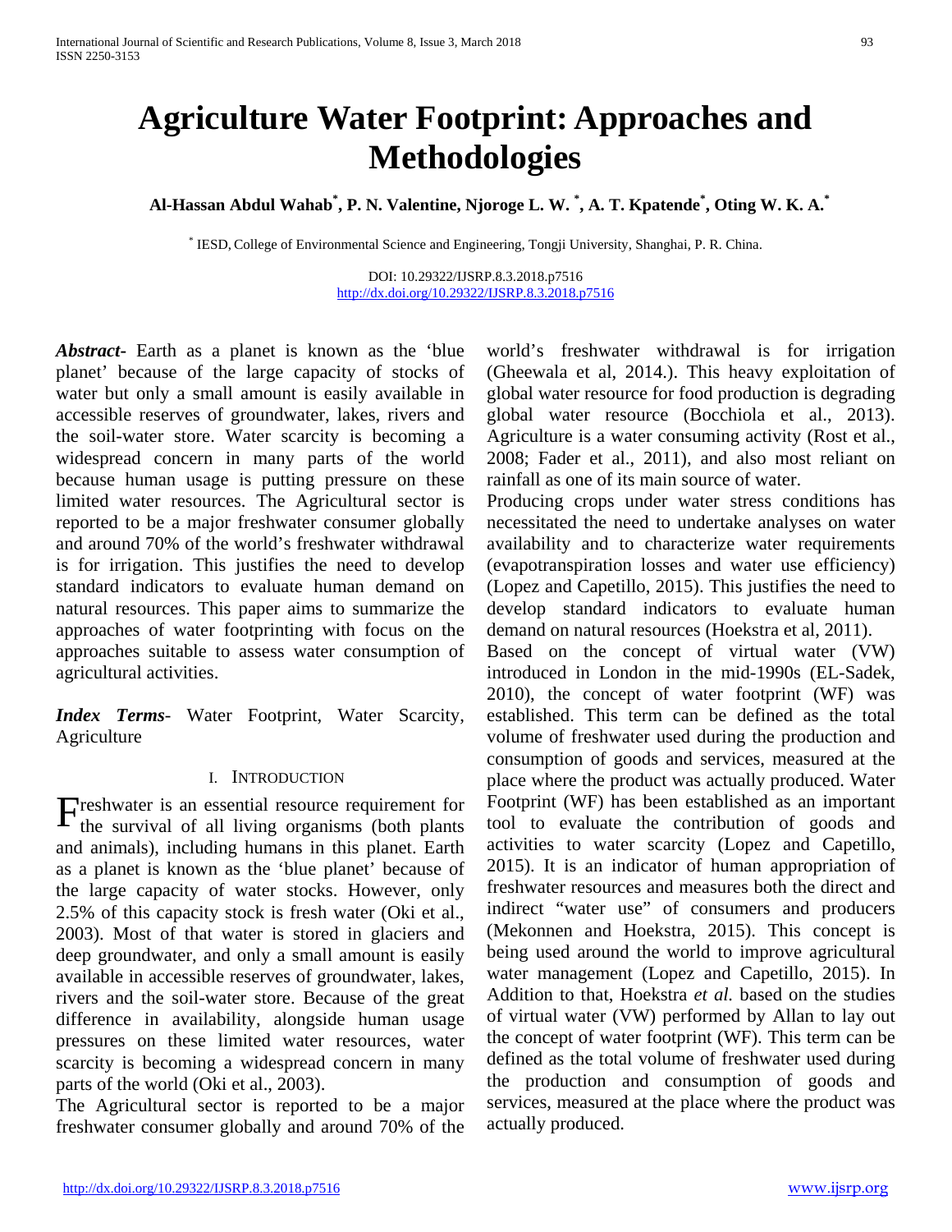# Agriculture Water Footprint: Approaches and Methodologies

**Al-Hassan Abdul Wahab[*], P. N. Valentine, Njoroge L. W. [*], A. T. Kpatende[*], Oting W. K. A.[*]**

[*] IESD, College of Environmental Science and Engineering, Tongji University, Shanghai, P. R. China.

DOI: 10.29322/IJSRP.8.3.2018.p7516
http://dx.doi.org/10.29322/IJSRP.8.3.2018.p7516

***Abstract-*** Earth as a planet is known as the 'blue planet' because of the large capacity of stocks of water but only a small amount is easily available in accessible reserves of groundwater, lakes, rivers and the soil-water store. Water scarcity is becoming a widespread concern in many parts of the world because human usage is putting pressure on these limited water resources. The Agricultural sector is reported to be a major freshwater consumer globally and around 70% of the world's freshwater withdrawal is for irrigation. This justifies the need to develop standard indicators to evaluate human demand on natural resources. This paper aims to summarize the approaches of water footprinting with focus on the approaches suitable to assess water consumption of agricultural activities.

***Index Terms***- Water Footprint, Water Scarcity, Agriculture

## I. Introduction

Freshwater is an essential resource requirement for the survival of all living organisms (both plants and animals), including humans in this planet. Earth as a planet is known as the 'blue planet' because of the large capacity of water stocks. However, only 2.5% of this capacity stock is fresh water (Oki et al., 2003). Most of that water is stored in glaciers and deep groundwater, and only a small amount is easily available in accessible reserves of groundwater, lakes, rivers and the soil-water store. Because of the great difference in availability, alongside human usage pressures on these limited water resources, water scarcity is becoming a widespread concern in many parts of the world (Oki et al., 2003).

The Agricultural sector is reported to be a major freshwater consumer globally and around 70% of the world's freshwater withdrawal is for irrigation (Gheewala et al, 2014.). This heavy exploitation of global water resource for food production is degrading global water resource (Bocchiola et al., 2013). Agriculture is a water consuming activity (Rost et al., 2008; Fader et al., 2011), and also most reliant on rainfall as one of its main source of water.

Producing crops under water stress conditions has necessitated the need to undertake analyses on water availability and to characterize water requirements (evapotranspiration losses and water use efficiency) (Lopez and Capetillo, 2015). This justifies the need to develop standard indicators to evaluate human demand on natural resources (Hoekstra et al, 2011).

Based on the concept of virtual water (VW) introduced in London in the mid-1990s (EL-Sadek, 2010), the concept of water footprint (WF) was established. This term can be defined as the total volume of freshwater used during the production and consumption of goods and services, measured at the place where the product was actually produced. Water Footprint (WF) has been established as an important tool to evaluate the contribution of goods and activities to water scarcity (Lopez and Capetillo, 2015). It is an indicator of human appropriation of freshwater resources and measures both the direct and indirect "water use" of consumers and producers (Mekonnen and Hoekstra, 2015). This concept is being used around the world to improve agricultural water management (Lopez and Capetillo, 2015). In Addition to that, Hoekstra *et al.* based on the studies of virtual water (VW) performed by Allan to lay out the concept of water footprint (WF). This term can be defined as the total volume of freshwater used during the production and consumption of goods and services, measured at the place where the product was actually produced.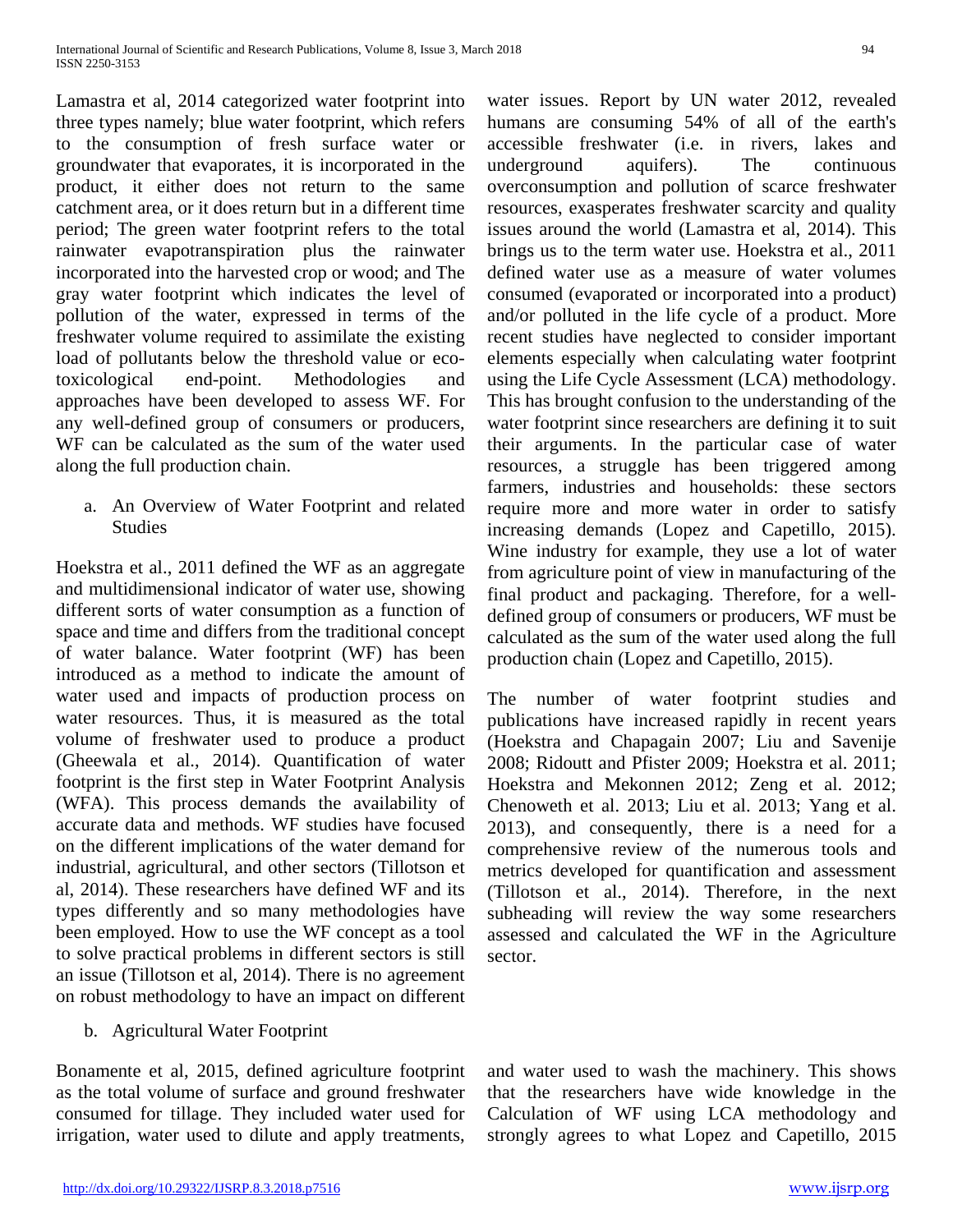Lamastra et al, 2014 categorized water footprint into three types namely; blue water footprint, which refers to the consumption of fresh surface water or groundwater that evaporates, it is incorporated in the product, it either does not return to the same catchment area, or it does return but in a different time period; The green water footprint refers to the total rainwater evapotranspiration plus the rainwater incorporated into the harvested crop or wood; and The gray water footprint which indicates the level of pollution of the water, expressed in terms of the freshwater volume required to assimilate the existing load of pollutants below the threshold value or eco-toxicological end-point. Methodologies and approaches have been developed to assess WF. For any well-defined group of consumers or producers, WF can be calculated as the sum of the water used along the full production chain.

a. An Overview of Water Footprint and related Studies

Hoekstra et al., 2011 defined the WF as an aggregate and multidimensional indicator of water use, showing different sorts of water consumption as a function of space and time and differs from the traditional concept of water balance. Water footprint (WF) has been introduced as a method to indicate the amount of water used and impacts of production process on water resources. Thus, it is measured as the total volume of freshwater used to produce a product (Gheewala et al., 2014). Quantification of water footprint is the first step in Water Footprint Analysis (WFA). This process demands the availability of accurate data and methods. WF studies have focused on the different implications of the water demand for industrial, agricultural, and other sectors (Tillotson et al, 2014). These researchers have defined WF and its types differently and so many methodologies have been employed. How to use the WF concept as a tool to solve practical problems in different sectors is still an issue (Tillotson et al, 2014). There is no agreement on robust methodology to have an impact on different water issues. Report by UN water 2012, revealed humans are consuming 54% of all of the earth's accessible freshwater (i.e. in rivers, lakes and underground aquifers). The continuous overconsumption and pollution of scarce freshwater resources, exasperates freshwater scarcity and quality issues around the world (Lamastra et al, 2014). This brings us to the term water use. Hoekstra et al., 2011 defined water use as a measure of water volumes consumed (evaporated or incorporated into a product) and/or polluted in the life cycle of a product. More recent studies have neglected to consider important elements especially when calculating water footprint using the Life Cycle Assessment (LCA) methodology. This has brought confusion to the understanding of the water footprint since researchers are defining it to suit their arguments. In the particular case of water resources, a struggle has been triggered among farmers, industries and households: these sectors require more and more water in order to satisfy increasing demands (Lopez and Capetillo, 2015). Wine industry for example, they use a lot of water from agriculture point of view in manufacturing of the final product and packaging. Therefore, for a well-defined group of consumers or producers, WF must be calculated as the sum of the water used along the full production chain (Lopez and Capetillo, 2015).

The number of water footprint studies and publications have increased rapidly in recent years (Hoekstra and Chapagain 2007; Liu and Savenije 2008; Ridoutt and Pfister 2009; Hoekstra et al. 2011; Hoekstra and Mekonnen 2012; Zeng et al. 2012; Chenoweth et al. 2013; Liu et al. 2013; Yang et al. 2013), and consequently, there is a need for a comprehensive review of the numerous tools and metrics developed for quantification and assessment (Tillotson et al., 2014). Therefore, in the next subheading will review the way some researchers assessed and calculated the WF in the Agriculture sector.

b. Agricultural Water Footprint

Bonamente et al, 2015, defined agriculture footprint as the total volume of surface and ground freshwater consumed for tillage. They included water used for irrigation, water used to dilute and apply treatments, and water used to wash the machinery. This shows that the researchers have wide knowledge in the Calculation of WF using LCA methodology and strongly agrees to what Lopez and Capetillo, 2015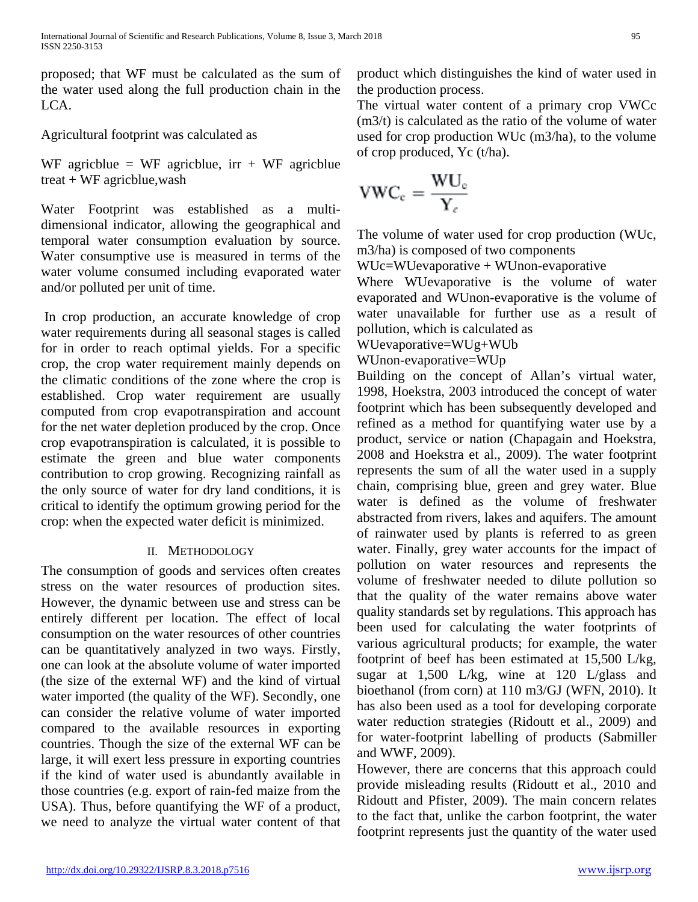proposed; that WF must be calculated as the sum of the water used along the full production chain in the LCA.

Agricultural footprint was calculated as

WF agricblue = WF agricblue, irr + WF agricblue treat + WF agricblue,wash

Water Footprint was established as a multi-dimensional indicator, allowing the geographical and temporal water consumption evaluation by source. Water consumptive use is measured in terms of the water volume consumed including evaporated water and/or polluted per unit of time.

In crop production, an accurate knowledge of crop water requirements during all seasonal stages is called for in order to reach optimal yields. For a specific crop, the crop water requirement mainly depends on the climatic conditions of the zone where the crop is established. Crop water requirement are usually computed from crop evapotranspiration and account for the net water depletion produced by the crop. Once crop evapotranspiration is calculated, it is possible to estimate the green and blue water components contribution to crop growing. Recognizing rainfall as the only source of water for dry land conditions, it is critical to identify the optimum growing period for the crop: when the expected water deficit is minimized.

## II. Methodology

The consumption of goods and services often creates stress on the water resources of production sites. However, the dynamic between use and stress can be entirely different per location. The effect of local consumption on the water resources of other countries can be quantitatively analyzed in two ways. Firstly, one can look at the absolute volume of water imported (the size of the external WF) and the kind of virtual water imported (the quality of the WF). Secondly, one can consider the relative volume of water imported compared to the available resources in exporting countries. Though the size of the external WF can be large, it will exert less pressure in exporting countries if the kind of water used is abundantly available in those countries (e.g. export of rain-fed maize from the USA). Thus, before quantifying the WF of a product, we need to analyze the virtual water content of that product which distinguishes the kind of water used in the production process.

The virtual water content of a primary crop VWCc (m3/t) is calculated as the ratio of the volume of water used for crop production WUc (m3/ha), to the volume of crop produced, Yc (t/ha).

$$VWC_c = \frac{WU_c}{Y_c}$$

The volume of water used for crop production (WUc, m3/ha) is composed of two components

WUc=WUevaporative + WUnon-evaporative

Where WUevaporative is the volume of water evaporated and WUnon-evaporative is the volume of water unavailable for further use as a result of pollution, which is calculated as

WUevaporative=WUg+WUb

WUnon-evaporative=WUp

Building on the concept of Allan's virtual water, 1998, Hoekstra, 2003 introduced the concept of water footprint which has been subsequently developed and refined as a method for quantifying water use by a product, service or nation (Chapagain and Hoekstra, 2008 and Hoekstra et al., 2009). The water footprint represents the sum of all the water used in a supply chain, comprising blue, green and grey water. Blue water is defined as the volume of freshwater abstracted from rivers, lakes and aquifers. The amount of rainwater used by plants is referred to as green water. Finally, grey water accounts for the impact of pollution on water resources and represents the volume of freshwater needed to dilute pollution so that the quality of the water remains above water quality standards set by regulations. This approach has been used for calculating the water footprints of various agricultural products; for example, the water footprint of beef has been estimated at 15,500 L/kg, sugar at 1,500 L/kg, wine at 120 L/glass and bioethanol (from corn) at 110 m3/GJ (WFN, 2010). It has also been used as a tool for developing corporate water reduction strategies (Ridoutt et al., 2009) and for water-footprint labelling of products (Sabmiller and WWF, 2009).

However, there are concerns that this approach could provide misleading results (Ridoutt et al., 2010 and Ridoutt and Pfister, 2009). The main concern relates to the fact that, unlike the carbon footprint, the water footprint represents just the quantity of the water used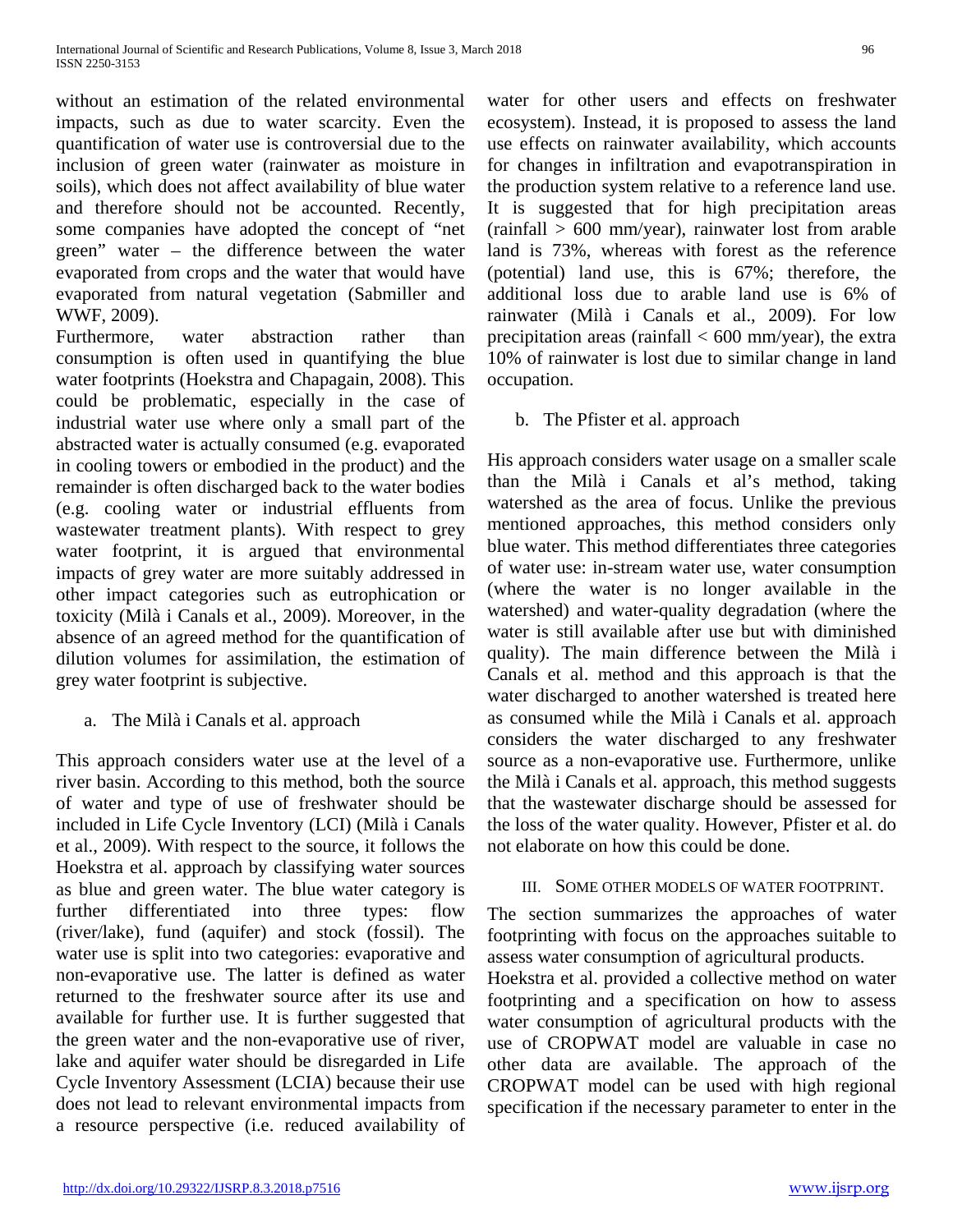without an estimation of the related environmental impacts, such as due to water scarcity. Even the quantification of water use is controversial due to the inclusion of green water (rainwater as moisture in soils), which does not affect availability of blue water and therefore should not be accounted. Recently, some companies have adopted the concept of "net green" water – the difference between the water evaporated from crops and the water that would have evaporated from natural vegetation (Sabmiller and WWF, 2009).

Furthermore, water abstraction rather than consumption is often used in quantifying the blue water footprints (Hoekstra and Chapagain, 2008). This could be problematic, especially in the case of industrial water use where only a small part of the abstracted water is actually consumed (e.g. evaporated in cooling towers or embodied in the product) and the remainder is often discharged back to the water bodies (e.g. cooling water or industrial effluents from wastewater treatment plants). With respect to grey water footprint, it is argued that environmental impacts of grey water are more suitably addressed in other impact categories such as eutrophication or toxicity (Milà i Canals et al., 2009). Moreover, in the absence of an agreed method for the quantification of dilution volumes for assimilation, the estimation of grey water footprint is subjective.

a. The Milà i Canals et al. approach

This approach considers water use at the level of a river basin. According to this method, both the source of water and type of use of freshwater should be included in Life Cycle Inventory (LCI) (Milà i Canals et al., 2009). With respect to the source, it follows the Hoekstra et al. approach by classifying water sources as blue and green water. The blue water category is further differentiated into three types: flow (river/lake), fund (aquifer) and stock (fossil). The water use is split into two categories: evaporative and non-evaporative use. The latter is defined as water returned to the freshwater source after its use and available for further use. It is further suggested that the green water and the non-evaporative use of river, lake and aquifer water should be disregarded in Life Cycle Inventory Assessment (LCIA) because their use does not lead to relevant environmental impacts from a resource perspective (i.e. reduced availability of water for other users and effects on freshwater ecosystem). Instead, it is proposed to assess the land use effects on rainwater availability, which accounts for changes in infiltration and evapotranspiration in the production system relative to a reference land use. It is suggested that for high precipitation areas (rainfall > 600 mm/year), rainwater lost from arable land is 73%, whereas with forest as the reference (potential) land use, this is 67%; therefore, the additional loss due to arable land use is 6% of rainwater (Milà i Canals et al., 2009). For low precipitation areas (rainfall < 600 mm/year), the extra 10% of rainwater is lost due to similar change in land occupation.

b. The Pfister et al. approach

His approach considers water usage on a smaller scale than the Milà i Canals et al's method, taking watershed as the area of focus. Unlike the previous mentioned approaches, this method considers only blue water. This method differentiates three categories of water use: in-stream water use, water consumption (where the water is no longer available in the watershed) and water-quality degradation (where the water is still available after use but with diminished quality). The main difference between the Milà i Canals et al. method and this approach is that the water discharged to another watershed is treated here as consumed while the Milà i Canals et al. approach considers the water discharged to any freshwater source as a non-evaporative use. Furthermore, unlike the Milà i Canals et al. approach, this method suggests that the wastewater discharge should be assessed for the loss of the water quality. However, Pfister et al. do not elaborate on how this could be done.

## III. Some other models of water footprint.

The section summarizes the approaches of water footprinting with focus on the approaches suitable to assess water consumption of agricultural products.

Hoekstra et al. provided a collective method on water footprinting and a specification on how to assess water consumption of agricultural products with the use of CROPWAT model are valuable in case no other data are available. The approach of the CROPWAT model can be used with high regional specification if the necessary parameter to enter in the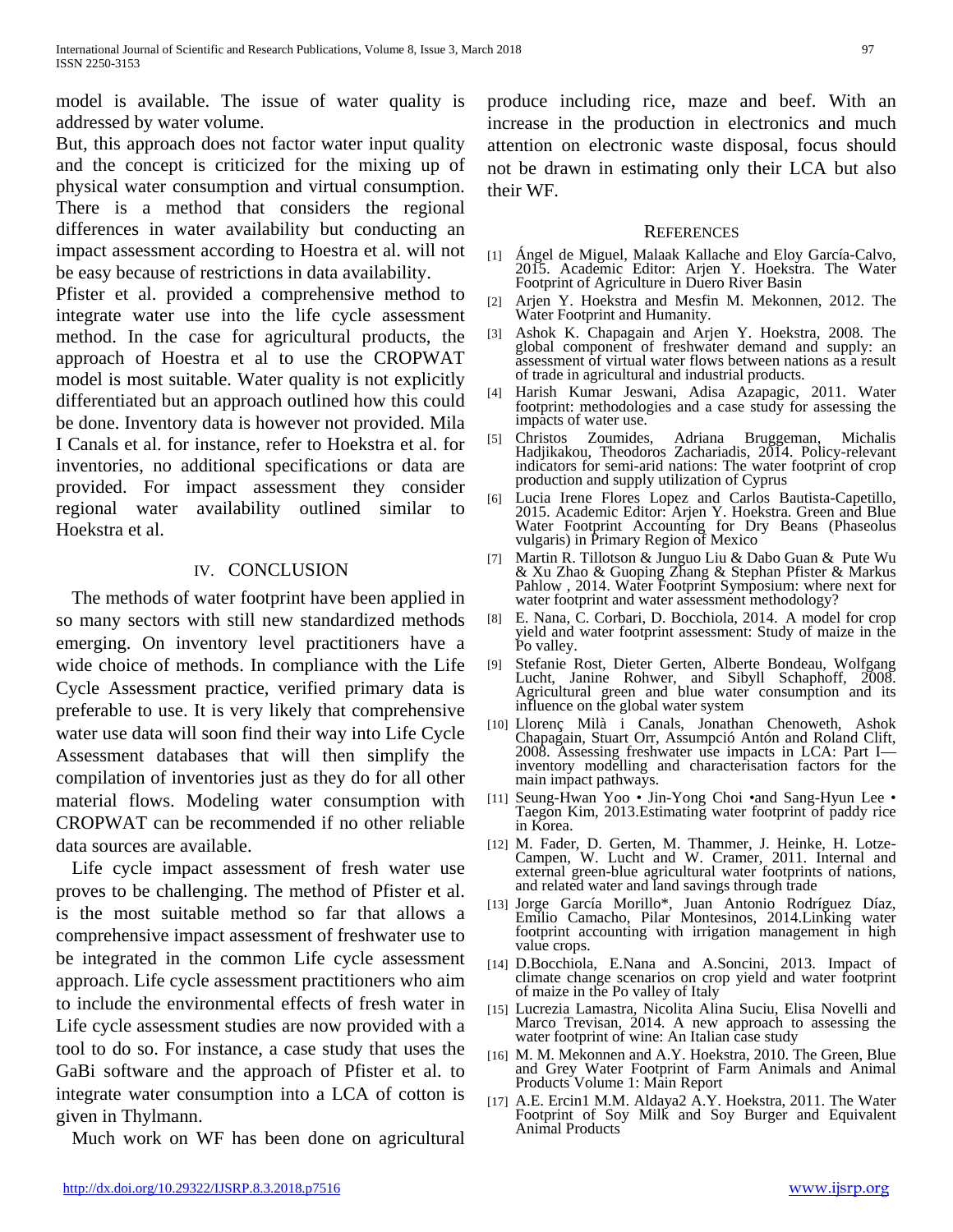model is available. The issue of water quality is addressed by water volume.

But, this approach does not factor water input quality and the concept is criticized for the mixing up of physical water consumption and virtual consumption. There is a method that considers the regional differences in water availability but conducting an impact assessment according to Hoestra et al. will not be easy because of restrictions in data availability.

Pfister et al. provided a comprehensive method to integrate water use into the life cycle assessment method. In the case for agricultural products, the approach of Hoestra et al to use the CROPWAT model is most suitable. Water quality is not explicitly differentiated but an approach outlined how this could be done. Inventory data is however not provided. Mila I Canals et al. for instance, refer to Hoekstra et al. for inventories, no additional specifications or data are provided. For impact assessment they consider regional water availability outlined similar to Hoekstra et al.

## IV. CONCLUSION

The methods of water footprint have been applied in so many sectors with still new standardized methods emerging. On inventory level practitioners have a wide choice of methods. In compliance with the Life Cycle Assessment practice, verified primary data is preferable to use. It is very likely that comprehensive water use data will soon find their way into Life Cycle Assessment databases that will then simplify the compilation of inventories just as they do for all other material flows. Modeling water consumption with CROPWAT can be recommended if no other reliable data sources are available.

Life cycle impact assessment of fresh water use proves to be challenging. The method of Pfister et al. is the most suitable method so far that allows a comprehensive impact assessment of freshwater use to be integrated in the common Life cycle assessment approach. Life cycle assessment practitioners who aim to include the environmental effects of fresh water in Life cycle assessment studies are now provided with a tool to do so. For instance, a case study that uses the GaBi software and the approach of Pfister et al. to integrate water consumption into a LCA of cotton is given in Thylmann.

Much work on WF has been done on agricultural produce including rice, maze and beef. With an increase in the production in electronics and much attention on electronic waste disposal, focus should not be drawn in estimating only their LCA but also their WF.

## REFERENCES

[1] Ángel de Miguel, Malaak Kallache and Eloy García-Calvo, 2015. Academic Editor: Arjen Y. Hoekstra. The Water Footprint of Agriculture in Duero River Basin

[2] Arjen Y. Hoekstra and Mesfin M. Mekonnen, 2012. The Water Footprint and Humanity.

[3] Ashok K. Chapagain and Arjen Y. Hoekstra, 2008. The global component of freshwater demand and supply: an assessment of virtual water flows between nations as a result of trade in agricultural and industrial products.

[4] Harish Kumar Jeswani, Adisa Azapagic, 2011. Water footprint: methodologies and a case study for assessing the impacts of water use.

[5] Christos Zoumides, Adriana Bruggeman, Michalis Hadjikakou, Theodoros Zachariadis, 2014. Policy-relevant indicators for semi-arid nations: The water footprint of crop production and supply utilization of Cyprus

[6] Lucia Irene Flores Lopez and Carlos Bautista-Capetillo, 2015. Academic Editor: Arjen Y. Hoekstra. Green and Blue Water Footprint Accounting for Dry Beans (Phaseolus vulgaris) in Primary Region of Mexico

[7] Martin R. Tillotson & Junguo Liu & Dabo Guan & Pute Wu & Xu Zhao & Guoping Zhang & Stephan Pfister & Markus Pahlow , 2014. Water Footprint Symposium: where next for water footprint and water assessment methodology?

[8] E. Nana, C. Corbari, D. Bocchiola, 2014. A model for crop yield and water footprint assessment: Study of maize in the Po valley.

[9] Stefanie Rost, Dieter Gerten, Alberte Bondeau, Wolfgang Lucht, Janine Rohwer, and Sibyll Schaphoff, 2008. Agricultural green and blue water consumption and its influence on the global water system

[10] Llorenç Milà i Canals, Jonathan Chenoweth, Ashok Chapagain, Stuart Orr, Assumpció Antón and Roland Clift, 2008. Assessing freshwater use impacts in LCA: Part I—inventory modelling and characterisation factors for the main impact pathways.

[11] Seung-Hwan Yoo • Jin-Yong Choi •and Sang-Hyun Lee • Taegon Kim, 2013.Estimating water footprint of paddy rice in Korea.

[12] M. Fader, D. Gerten, M. Thammer, J. Heinke, H. Lotze-Campen, W. Lucht and W. Cramer, 2011. Internal and external green-blue agricultural water footprints of nations, and related water and land savings through trade

[13] Jorge García Morillo*, Juan Antonio Rodríguez Díaz, Emilio Camacho, Pilar Montesinos, 2014.Linking water footprint accounting with irrigation management in high value crops.

[14] D.Bocchiola, E.Nana and A.Soncini, 2013. Impact of climate change scenarios on crop yield and water footprint of maize in the Po valley of Italy

[15] Lucrezia Lamastra, Nicolita Alina Suciu, Elisa Novelli and Marco Trevisan, 2014. A new approach to assessing the water footprint of wine: An Italian case study

[16] M. M. Mekonnen and A.Y. Hoekstra, 2010. The Green, Blue and Grey Water Footprint of Farm Animals and Animal Products Volume 1: Main Report

[17] A.E. Ercin1 M.M. Aldaya2 A.Y. Hoekstra, 2011. The Water Footprint of Soy Milk and Soy Burger and Equivalent Animal Products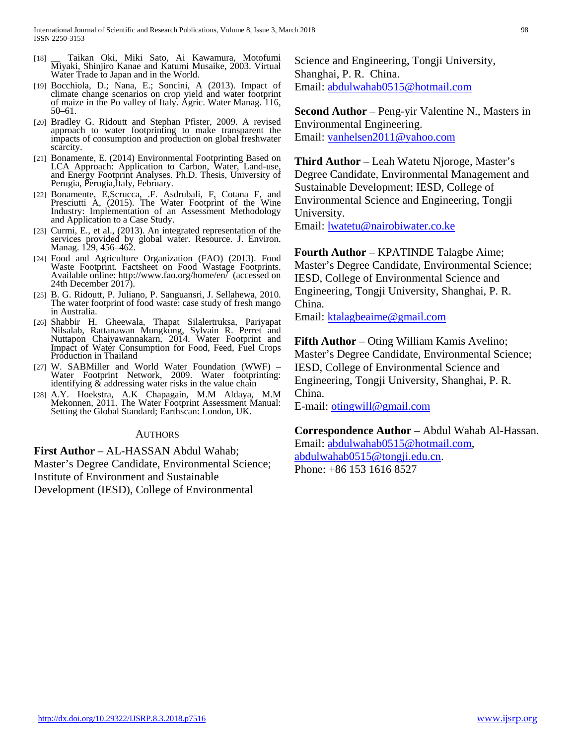[18] __ Taikan Oki, Miki Sato, Ai Kawamura, Motofumi Miyaki, Shinjiro Kanae and Katumi Musaike, 2003. Virtual Water Trade to Japan and in the World.

[19] Bocchiola, D.; Nana, E.; Soncini, A (2013). Impact of climate change scenarios on crop yield and water footprint of maize in the Po valley of Italy. Agric. Water Manag. 116, 50–61.

[20] Bradley G. Ridoutt and Stephan Pfister, 2009. A revised approach to water footprinting to make transparent the impacts of consumption and production on global freshwater scarcity.

[21] Bonamente, E. (2014) Environmental Footprinting Based on LCA Approach: Application to Carbon, Water, Land-use, and Energy Footprint Analyses. Ph.D. Thesis, University of Perugia, Perugia,Italy, February.

[22] Bonamente, E,Scrucca, .F. Asdrubali, F, Cotana F, and Presciutti A, (2015). The Water Footprint of the Wine Industry: Implementation of an Assessment Methodology and Application to a Case Study.

[23] Curmi, E., et al., (2013). An integrated representation of the services provided by global water. Resource. J. Environ. Manag. 129, 456–462.

[24] Food and Agriculture Organization (FAO) (2013). Food Waste Footprint. Factsheet on Food Wastage Footprints. Available online: http://www.fao.org/home/en/ (accessed on 24th December 2017).

[25] B. G. Ridoutt, P. Juliano, P. Sanguansri, J. Sellahewa, 2010. The water footprint of food waste: case study of fresh mango in Australia.

[26] Shabbir H. Gheewala, Thapat Silalertruksa, Pariyapat Nilsalab, Rattanawan Mungkung, Sylvain R. Perret and Nuttapon Chaiyawannakarn, 2014. Water Footprint and Impact of Water Consumption for Food, Feed, Fuel Crops Production in Thailand

[27] W. SABMiller and World Water Foundation (WWF) – Water Footprint Network, 2009. Water footprinting: identifying & addressing water risks in the value chain

[28] A.Y. Hoekstra, A.K Chapagain, M.M Aldaya, M.M Mekonnen, 2011. The Water Footprint Assessment Manual: Setting the Global Standard; Earthscan: London, UK.

## Authors

**First Author** – AL-HASSAN Abdul Wahab; Master's Degree Candidate, Environmental Science; Institute of Environment and Sustainable Development (IESD), College of Environmental Science and Engineering, Tongji University, Shanghai, P. R. China.
Email: abdulwahab0515@hotmail.com

**Second Author** – Peng-yir Valentine N., Masters in Environmental Engineering.
Email: vanhelsen2011@yahoo.com

**Third Author** – Leah Watetu Njoroge, Master's Degree Candidate, Environmental Management and Sustainable Development; IESD, College of Environmental Science and Engineering, Tongji University.
Email: lwatetu@nairobiwater.co.ke

**Fourth Author** – KPATINDE Talagbe Aime; Master's Degree Candidate, Environmental Science; IESD, College of Environmental Science and Engineering, Tongji University, Shanghai, P. R. China.
Email: ktalagbeaime@gmail.com

**Fifth Author** – Oting William Kamis Avelino; Master's Degree Candidate, Environmental Science; IESD, College of Environmental Science and Engineering, Tongji University, Shanghai, P. R. China.
E-mail: otingwill@gmail.com

**Correspondence Author** – Abdul Wahab Al-Hassan.
Email: abdulwahab0515@hotmail.com, abdulwahab0515@tongji.edu.cn.
Phone: +86 153 1616 8527